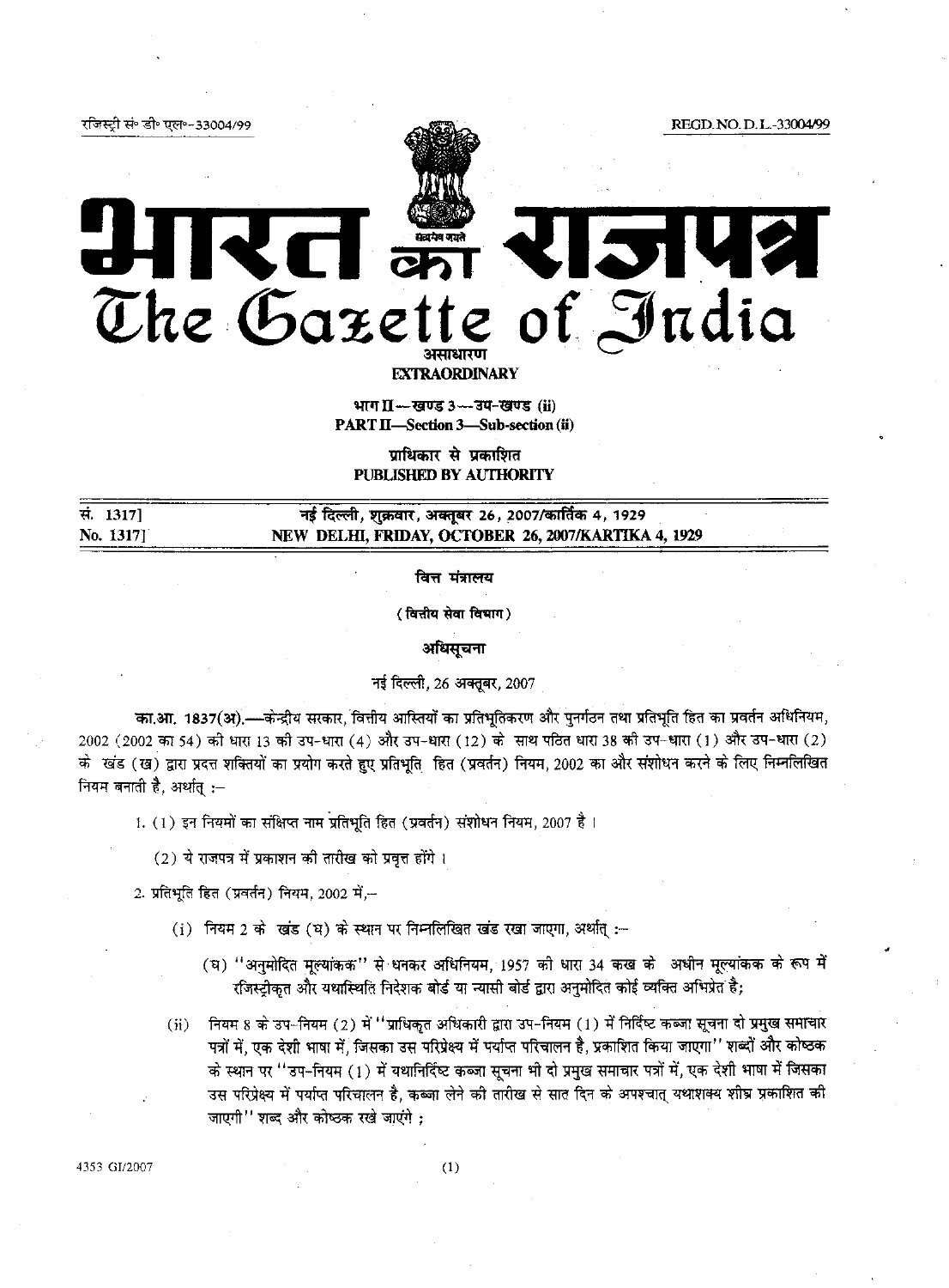रजिस्ट्री सं॰ डी॰ एल॰-33004/99 REGD. NO. D. L.-33004/99

# भारत का राजपत्र
# The Gazette of India

असाधारण
**EXTRAORDINARY**

भाग II—खण्ड 3—उप-खण्ड (ii)
**PART II—Section 3—Sub-section (ii)**

प्राधिकार से प्रकाशित
**PUBLISHED BY AUTHORITY**

सं. 1317] नई दिल्ली, शुक्रवार, अक्तूबर 26, 2007/कार्तिक 4, 1929
No. 1317] NEW DELHI, FRIDAY, OCTOBER 26, 2007/KARTIKA 4, 1929

## वित्त मंत्रालय

### (वित्तीय सेवा विभाग)

### अधिसूचना

नई दिल्ली, 26 अक्तूबर, 2007

**का.आ. 1837(अ).**—केन्द्रीय सरकार, वित्तीय आस्तियों का प्रतिभूतिकरण और पुनर्गठन तथा प्रतिभूति हित का प्रवर्तन अधिनियम, 2002 (2002 का 54) की धारा 13 की उप-धारा (4) और उप-धारा (12) के साथ पठित धारा 38 की उप-धारा (1) और उप-धारा (2) के खंड (ख) द्वारा प्रदत्त शक्तियों का प्रयोग करते हुए प्रतिभूति हित (प्रवर्तन) नियम, 2002 का और संशोधन करने के लिए निम्नलिखित नियम बनाती है, अर्थात् :–

1. (1) इन नियमों का संक्षिप्त नाम प्रतिभूति हित (प्रवर्तन) संशोधन नियम, 2007 है ।

 (2) ये राजपत्र में प्रकाशन की तारीख को प्रवृत्त होंगे ।

2. प्रतिभूति हित (प्रवर्तन) नियम, 2002 में,–

 (i) नियम 2 के खंड (घ) के स्थान पर निम्नलिखित खंड रखा जाएगा, अर्थात् :–

  (घ) "अनुमोदित मूल्यांकक" से धनकर अधिनियम, 1957 की धारा 34 कख के अधीन मूल्यांकक के रूप में रजिस्ट्रीकृत और यथास्थिति निदेशक बोर्ड या न्यासी बोर्ड द्वारा अनुमोदित कोई व्यक्ति अभिप्रेत है;

 (ii) नियम 8 के उप-नियम (2) में "प्राधिकृत अधिकारी द्वारा उप-नियम (1) में निर्दिष्ट कब्जा सूचना दो प्रमुख समाचार पत्रों में, एक देशी भाषा में, जिसका उस परिप्रेक्ष्य में पर्याप्त परिचालन है, प्रकाशित किया जाएगा" शब्दों और कोष्ठक के स्थान पर "उप-नियम (1) में यथानिर्दिष्ट कब्जा सूचना भी दो प्रमुख समाचार पत्रों में, एक देशी भाषा में जिसका उस परिप्रेक्ष्य में पर्याप्त परिचालन है, कब्जा लेने की तारीख से सात दिन के अपश्चात् यथाशक्य शीघ्र प्रकाशित की जाएगी" शब्द और कोष्ठक रखे जाएंगे ;

4353 GI/2007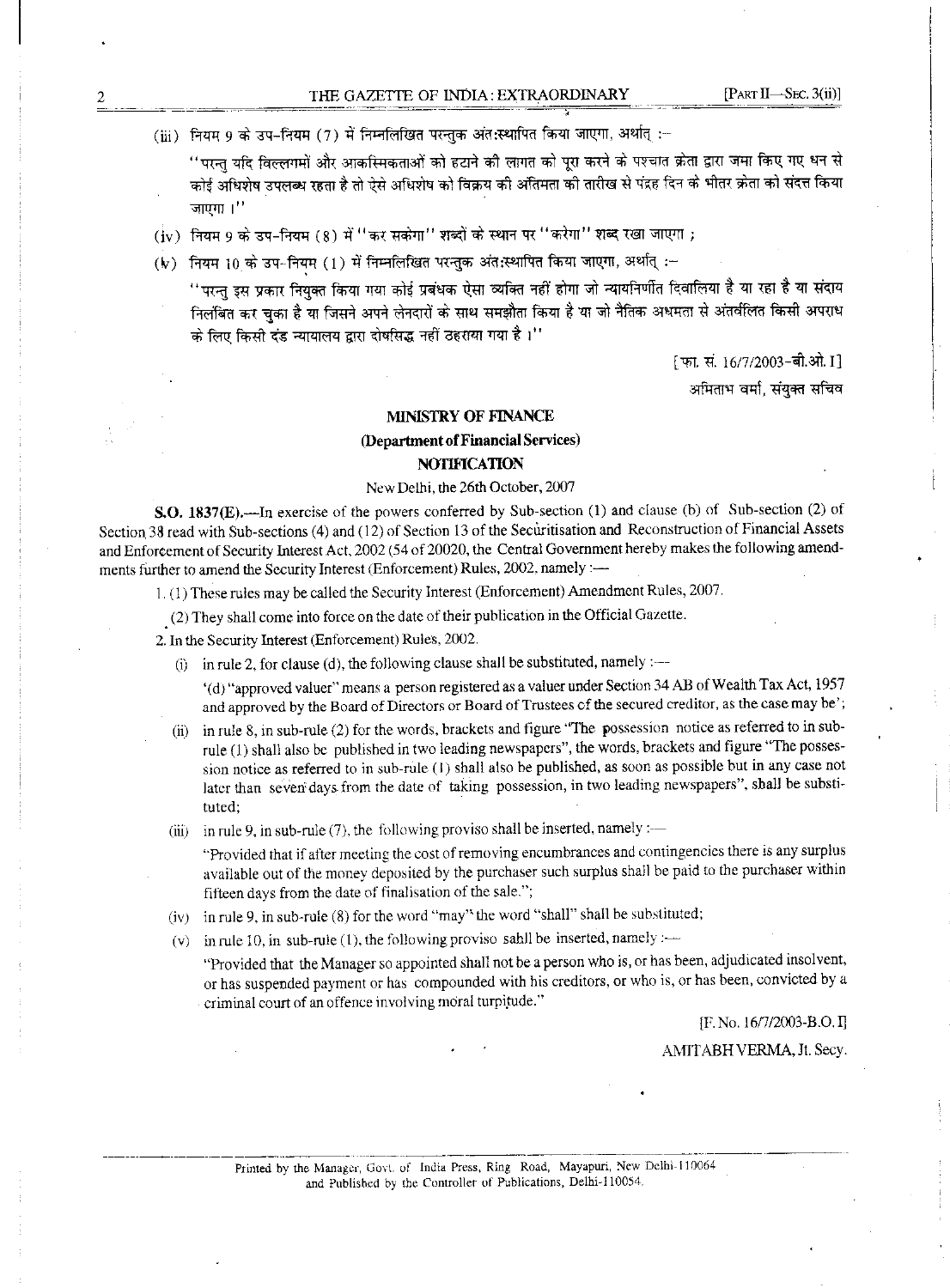(iii) नियम 9 के उप-नियम (7) में निम्नलिखित परन्तुक अंतःस्थापित किया जाएगा, अर्थात् :—

"परन्तु यदि विल्लगमों और आकस्मिकताओं को हटाने की लागत को पूरा करने के पश्चात क्रेता द्वारा जमा किए गए धन से कोई अधिशेष उपलब्ध रहता है तो ऐसे अधिशेष को विक्रय की अंतिमता की तारीख से पंद्रह दिन के भीतर क्रेता को संदत्त किया जाएगा।"

(iv) नियम 9 के उप-नियम (8) में "कर सकेगा" शब्दों के स्थान पर "करेगा" शब्द रखा जाएगा ;

(v) नियम 10 के उप-नियम (1) में निम्नलिखित परन्तुक अंतःस्थापित किया जाएगा, अर्थात् :—

"परन्तु इस प्रकार नियुक्त किया गया कोई प्रबंधक ऐसा व्यक्ति नहीं होगा जो न्यायनिर्णीत दिवालिया है या रहा है या संदाय निलंबित कर चुका है या जिसने अपने लेनदारों के साथ समझौता किया है या जो नैतिक अधमता से अंतर्वलित किसी अपराध के लिए किसी दंड न्यायालय द्वारा दोषसिद्ध नहीं ठहराया गया है।"

[फा. सं. 16/7/2003-बी.ओ. I]

अमिताभ वर्मा, संयुक्त सचिव

## MINISTRY OF FINANCE

### (Department of Financial Services)

### NOTIFICATION

New Delhi, the 26th October, 2007

**S.O. 1837(E).**—In exercise of the powers conferred by Sub-section (1) and clause (b) of Sub-section (2) of Section 38 read with Sub-sections (4) and (12) of Section 13 of the Securitisation and Reconstruction of Financial Assets and Enforcement of Security Interest Act, 2002 (54 of 20020, the Central Government hereby makes the following amendments further to amend the Security Interest (Enforcement) Rules, 2002, namely :—

1. (1) These rules may be called the Security Interest (Enforcement) Amendment Rules, 2007.

(2) They shall come into force on the date of their publication in the Official Gazette.

2. In the Security Interest (Enforcement) Rules, 2002.

(i) in rule 2, for clause (d), the following clause shall be substituted, namely :—

'(d) "approved valuer" means a person registered as a valuer under Section 34 AB of Wealth Tax Act, 1957 and approved by the Board of Directors or Board of Trustees of the secured creditor, as the case may be';

(ii) in rule 8, in sub-rule (2) for the words, brackets and figure "The possession notice as referred to in sub-rule (1) shall also be published in two leading newspapers", the words, brackets and figure "The possession notice as referred to in sub-rule (1) shall also be published, as soon as possible but in any case not later than seven days from the date of taking possession, in two leading newspapers", shall be substituted;

(iii) in rule 9, in sub-rule (7), the following proviso shall be inserted, namely :—

"Provided that if after meeting the cost of removing encumbrances and contingencies there is any surplus available out of the money deposited by the purchaser such surplus shall be paid to the purchaser within fifteen days from the date of finalisation of the sale.";

(iv) in rule 9, in sub-rule (8) for the word "may" the word "shall" shall be substituted;

(v) in rule 10, in sub-rule (1), the following proviso sahll be inserted, namely :—

"Provided that the Manager so appointed shall not be a person who is, or has been, adjudicated insolvent, or has suspended payment or has compounded with his creditors, or who is, or has been, convicted by a criminal court of an offence involving moral turpitude."

[F. No. 16/7/2003-B.O. I]

AMITABH VERMA, Jt. Secy.

Printed by the Manager, Govt. of India Press, Ring Road, Mayapuri, New Delhi-110064 and Published by the Controller of Publications, Delhi-110054.